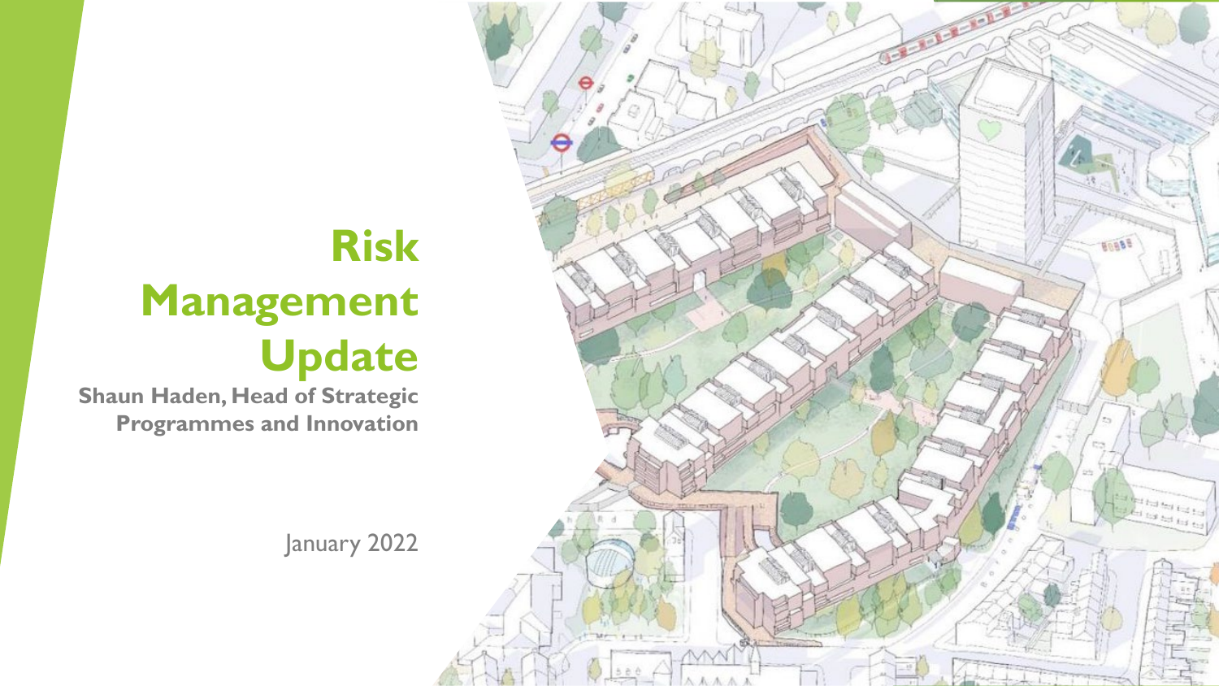# Risk Management Update

**Shaun Haden, Head of Strategic Programmes and Innovation**

January 2022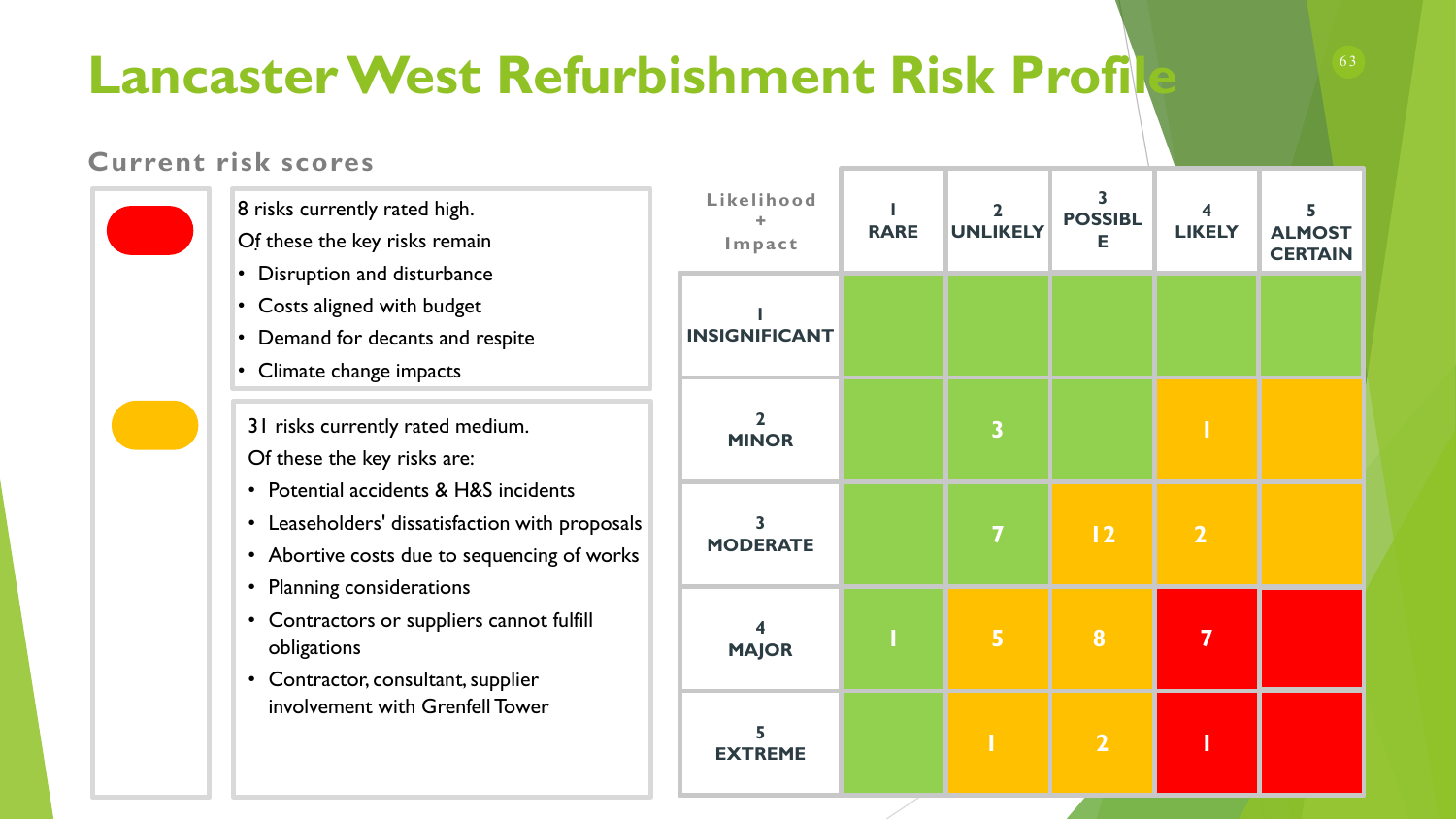# Lancaster West Refurbishment Risk Profile

## Current risk scores

8 risks currently rated high.

Of these the key risks remain

- Disruption and disturbance
- Costs aligned with budget
- Demand for decants and respite
- Climate change impacts

31 risks currently rated medium.

Of these the key risks are:

- Potential accidents & H&S incidents
- Leaseholders' dissatisfaction with proposals
- Abortive costs due to sequencing of works
- Planning considerations
- Contractors or suppliers cannot fulfill obligations
- Contractor, consultant, supplier involvement with Grenfell Tower

| Likelihood + Impact | 1 RARE | 2 UNLIKELY | 3 POSSIBLE | 4 LIKELY | 5 ALMOST CERTAIN |
|---|---|---|---|---|---|
| 1 INSIGNIFICANT | | | | | |
| 2 MINOR | | 3 | | 1 | |
| 3 MODERATE | | 7 | 12 | 2 | |
| 4 MAJOR | 1 | 5 | 8 | 7 | |
| 5 EXTREME | | 1 | 2 | 1 | |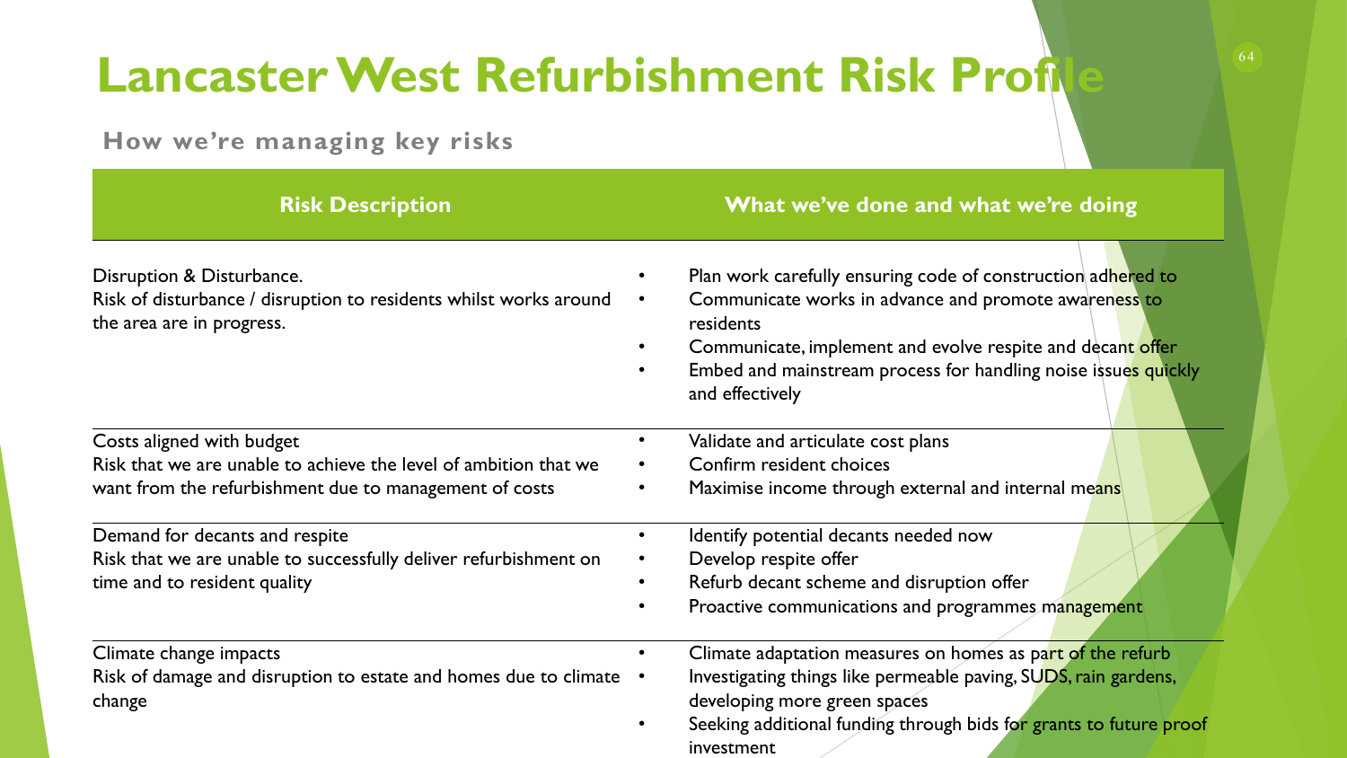# Lancaster West Refurbishment Risk Profile

**How we're managing key risks**

| Risk Description | What we've done and what we're doing |
| --- | --- |
| Disruption & Disturbance.<br>Risk of disturbance / disruption to residents whilst works around the area are in progress. | • Plan work carefully ensuring code of construction adhered to<br>• Communicate works in advance and promote awareness to residents<br>• Communicate, implement and evolve respite and decant offer<br>• Embed and mainstream process for handling noise issues quickly and effectively |
| Costs aligned with budget<br>Risk that we are unable to achieve the level of ambition that we want from the refurbishment due to management of costs | • Validate and articulate cost plans<br>• Confirm resident choices<br>• Maximise income through external and internal means |
| Demand for decants and respite<br>Risk that we are unable to successfully deliver refurbishment on time and to resident quality | • Identify potential decants needed now<br>• Develop respite offer<br>• Refurb decant scheme and disruption offer<br>• Proactive communications and programmes management |
| Climate change impacts<br>Risk of damage and disruption to estate and homes due to climate change | • Climate adaptation measures on homes as part of the refurb<br>• Investigating things like permeable paving, SUDS, rain gardens, developing more green spaces<br>• Seeking additional funding through bids for grants to future proof investment |